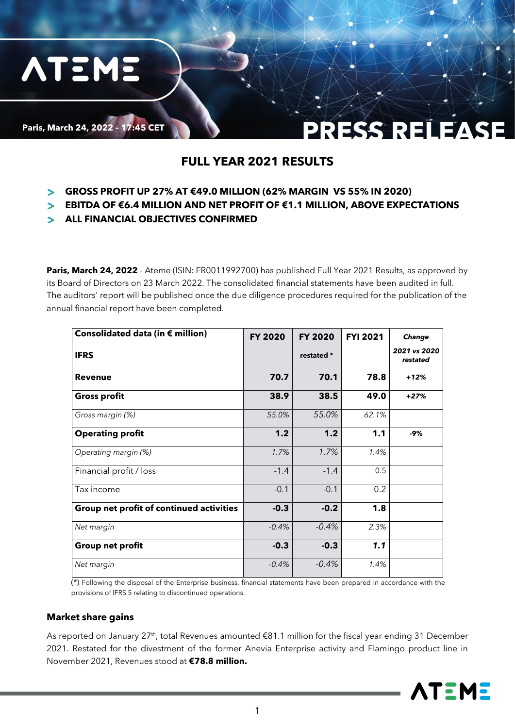Paris, March 24, 2022 - 17:45 CET

# PRESS RELEASE

## FULL YEAR 2021 RESULTS

- **GROSS PROFIT UP 27% AT €49.0 MILLION (62% MARGIN VS 55% IN 2020)**
- **EBITDA OF €6.4 MILLION AND NET PROFIT OF €1.1 MILLION, ABOVE EXPECTATIONS**
- **ALL FINANCIAL OBJECTIVES CONFIRMED**

**Paris, March 24, 2022** - Ateme (ISIN: FR0011992700) has published Full Year 2021 Results, as approved by its Board of Directors on 23 March 2022. The consolidated financial statements have been audited in full. The auditors' report will be published once the due diligence procedures required for the publication of the annual financial report have been completed.

| **Consolidated data (in € million)** <br> **IFRS** | **FY 2020** | **FY 2020** <br> **restated *** | **FYI 2021** | ***Change*** <br> ***2021 vs 2020 restated*** |
|---|---|---|---|---|
| **Revenue** | **70.7** | **70.1** | **78.8** | ***+12%*** |
| **Gross profit** | **38.9** | **38.5** | **49.0** | ***+27%*** |
| *Gross margin (%)* | *55.0%* | *55.0%* | *62.1%* | |
| **Operating profit** | **1.2** | **1.2** | **1.1** | **-9%** |
| *Operating margin (%)* | *1.7%* | *1.7%* | *1.4%* | |
| Financial profit / loss | -1.4 | -1.4 | 0.5 | |
| Tax income | -0.1 | -0.1 | 0.2 | |
| **Group net profit of continued activities** | **-0.3** | **-0.2** | **1.8** | |
| *Net margin* | *-0.4%* | *-0.4%* | *2.3%* | |
| **Group net profit** | **-0.3** | **-0.3** | ***1.1*** | |
| *Net margin* | *-0.4%* | *-0.4%* | *1.4%* | |

(*) Following the disposal of the Enterprise business, financial statements have been prepared in accordance with the provisions of IFRS 5 relating to discontinued operations.

### Market share gains

As reported on January 27th, total Revenues amounted €81.1 million for the fiscal year ending 31 December 2021. Restated for the divestment of the former Anevia Enterprise activity and Flamingo product line in November 2021, Revenues stood at **€78.8 million.**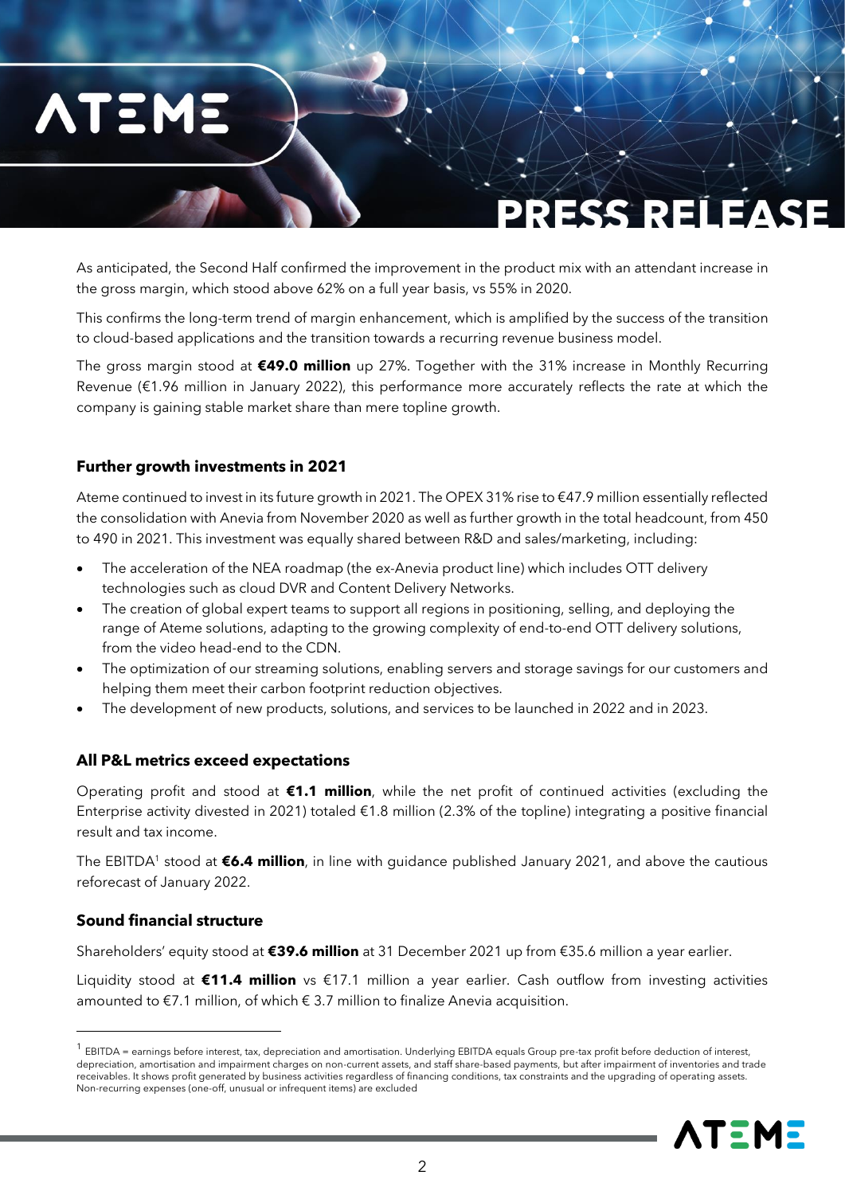As anticipated, the Second Half confirmed the improvement in the product mix with an attendant increase in the gross margin, which stood above 62% on a full year basis, vs 55% in 2020.

This confirms the long-term trend of margin enhancement, which is amplified by the success of the transition to cloud-based applications and the transition towards a recurring revenue business model.

The gross margin stood at **€49.0 million** up 27%. Together with the 31% increase in Monthly Recurring Revenue (€1.96 million in January 2022), this performance more accurately reflects the rate at which the company is gaining stable market share than mere topline growth.

### Further growth investments in 2021

Ateme continued to invest in its future growth in 2021. The OPEX 31% rise to €47.9 million essentially reflected the consolidation with Anevia from November 2020 as well as further growth in the total headcount, from 450 to 490 in 2021. This investment was equally shared between R&D and sales/marketing, including:

- The acceleration of the NEA roadmap (the ex-Anevia product line) which includes OTT delivery technologies such as cloud DVR and Content Delivery Networks.
- The creation of global expert teams to support all regions in positioning, selling, and deploying the range of Ateme solutions, adapting to the growing complexity of end-to-end OTT delivery solutions, from the video head-end to the CDN.
- The optimization of our streaming solutions, enabling servers and storage savings for our customers and helping them meet their carbon footprint reduction objectives.
- The development of new products, solutions, and services to be launched in 2022 and in 2023.

### All P&L metrics exceed expectations

Operating profit and stood at **€1.1 million**, while the net profit of continued activities (excluding the Enterprise activity divested in 2021) totaled €1.8 million (2.3% of the topline) integrating a positive financial result and tax income.

The EBITDA[1] stood at **€6.4 million**, in line with guidance published January 2021, and above the cautious reforecast of January 2022.

### Sound financial structure

Shareholders' equity stood at **€39.6 million** at 31 December 2021 up from €35.6 million a year earlier.

Liquidity stood at **€11.4 million** vs €17.1 million a year earlier. Cash outflow from investing activities amounted to €7.1 million, of which € 3.7 million to finalize Anevia acquisition.

---

[1] EBITDA = earnings before interest, tax, depreciation and amortisation. Underlying EBITDA equals Group pre-tax profit before deduction of interest, depreciation, amortisation and impairment charges on non-current assets, and staff share-based payments, but after impairment of inventories and trade receivables. It shows profit generated by business activities regardless of financing conditions, tax constraints and the upgrading of operating assets. Non-recurring expenses (one-off, unusual or infrequent items) are excluded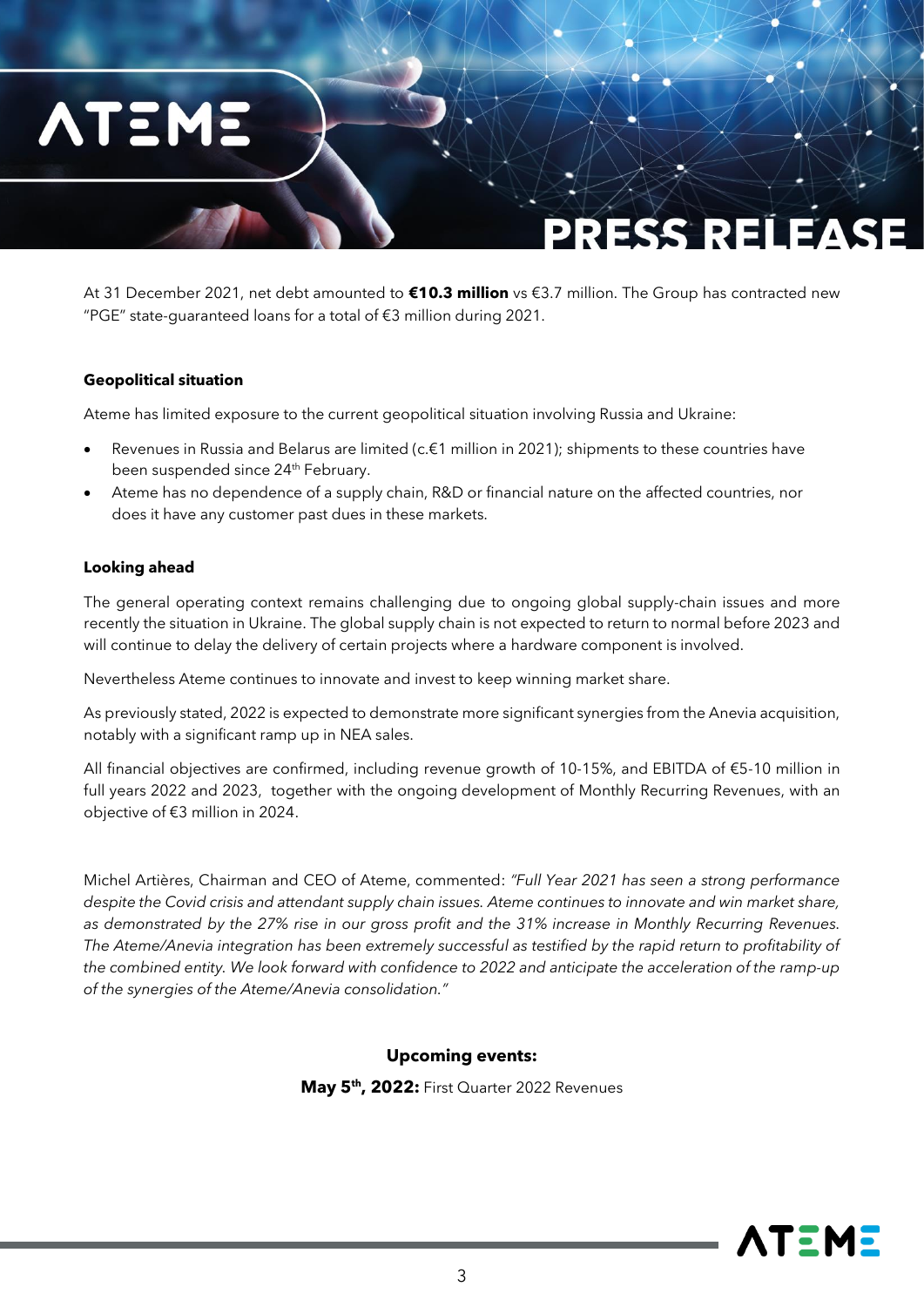At 31 December 2021, net debt amounted to **€10.3 million** vs €3.7 million. The Group has contracted new "PGE" state-guaranteed loans for a total of €3 million during 2021.

**Geopolitical situation**

Ateme has limited exposure to the current geopolitical situation involving Russia and Ukraine:

- Revenues in Russia and Belarus are limited (c.€1 million in 2021); shipments to these countries have been suspended since 24th February.
- Ateme has no dependence of a supply chain, R&D or financial nature on the affected countries, nor does it have any customer past dues in these markets.

**Looking ahead**

The general operating context remains challenging due to ongoing global supply-chain issues and more recently the situation in Ukraine. The global supply chain is not expected to return to normal before 2023 and will continue to delay the delivery of certain projects where a hardware component is involved.

Nevertheless Ateme continues to innovate and invest to keep winning market share.

As previously stated, 2022 is expected to demonstrate more significant synergies from the Anevia acquisition, notably with a significant ramp up in NEA sales.

All financial objectives are confirmed, including revenue growth of 10-15%, and EBITDA of €5-10 million in full years 2022 and 2023, together with the ongoing development of Monthly Recurring Revenues, with an objective of €3 million in 2024.

Michel Artières, Chairman and CEO of Ateme, commented: *"Full Year 2021 has seen a strong performance despite the Covid crisis and attendant supply chain issues. Ateme continues to innovate and win market share, as demonstrated by the 27% rise in our gross profit and the 31% increase in Monthly Recurring Revenues. The Ateme/Anevia integration has been extremely successful as testified by the rapid return to profitability of the combined entity. We look forward with confidence to 2022 and anticipate the acceleration of the ramp-up of the synergies of the Ateme/Anevia consolidation."*

**Upcoming events:**

**May 5th, 2022:** First Quarter 2022 Revenues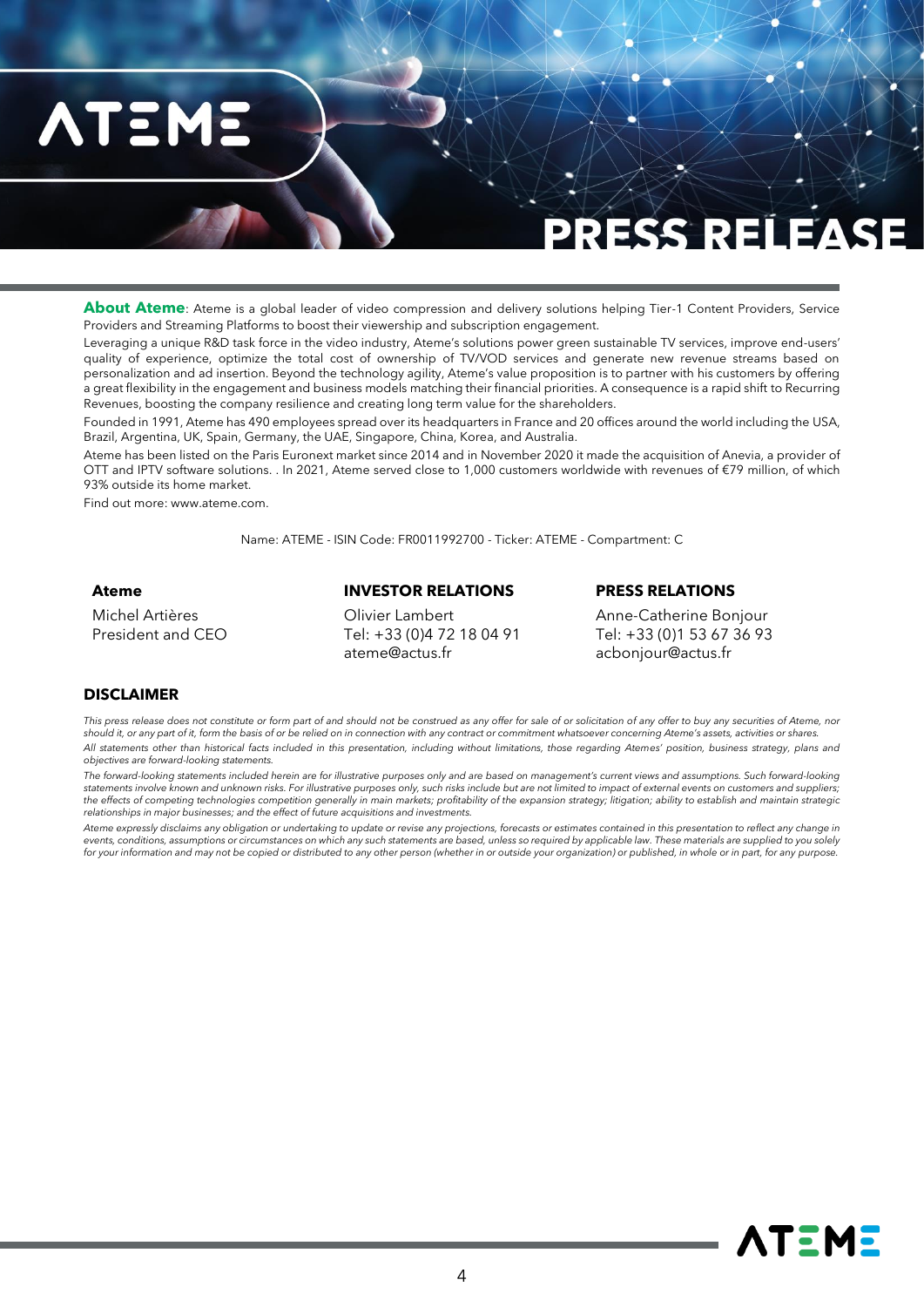# PRESS RELEASE

**About Ateme**: Ateme is a global leader of video compression and delivery solutions helping Tier-1 Content Providers, Service Providers and Streaming Platforms to boost their viewership and subscription engagement.

Leveraging a unique R&D task force in the video industry, Ateme's solutions power green sustainable TV services, improve end-users' quality of experience, optimize the total cost of ownership of TV/VOD services and generate new revenue streams based on personalization and ad insertion. Beyond the technology agility, Ateme's value proposition is to partner with his customers by offering a great flexibility in the engagement and business models matching their financial priorities. A consequence is a rapid shift to Recurring Revenues, boosting the company resilience and creating long term value for the shareholders.

Founded in 1991, Ateme has 490 employees spread over its headquarters in France and 20 offices around the world including the USA, Brazil, Argentina, UK, Spain, Germany, the UAE, Singapore, China, Korea, and Australia.

Ateme has been listed on the Paris Euronext market since 2014 and in November 2020 it made the acquisition of Anevia, a provider of OTT and IPTV software solutions. . In 2021, Ateme served close to 1,000 customers worldwide with revenues of €79 million, of which 93% outside its home market.

Find out more: www.ateme.com.

Name: ATEME - ISIN Code: FR0011992700 - Ticker: ATEME - Compartment: C

**Ateme**
Michel Artières
President and CEO

**INVESTOR RELATIONS**
Olivier Lambert
Tel: +33 (0)4 72 18 04 91
ateme@actus.fr

**PRESS RELATIONS**
Anne-Catherine Bonjour
Tel: +33 (0)1 53 67 36 93
acbonjour@actus.fr

## DISCLAIMER

*This press release does not constitute or form part of and should not be construed as any offer for sale of or solicitation of any offer to buy any securities of Ateme, nor should it, or any part of it, form the basis of or be relied on in connection with any contract or commitment whatsoever concerning Ateme's assets, activities or shares.*

*All statements other than historical facts included in this presentation, including without limitations, those regarding Atemes' position, business strategy, plans and objectives are forward-looking statements.*

*The forward-looking statements included herein are for illustrative purposes only and are based on management's current views and assumptions. Such forward-looking statements involve known and unknown risks. For illustrative purposes only, such risks include but are not limited to impact of external events on customers and suppliers; the effects of competing technologies competition generally in main markets; profitability of the expansion strategy; litigation; ability to establish and maintain strategic relationships in major businesses; and the effect of future acquisitions and investments.*

*Ateme expressly disclaims any obligation or undertaking to update or revise any projections, forecasts or estimates contained in this presentation to reflect any change in events, conditions, assumptions or circumstances on which any such statements are based, unless so required by applicable law. These materials are supplied to you solely for your information and may not be copied or distributed to any other person (whether in or outside your organization) or published, in whole or in part, for any purpose.*